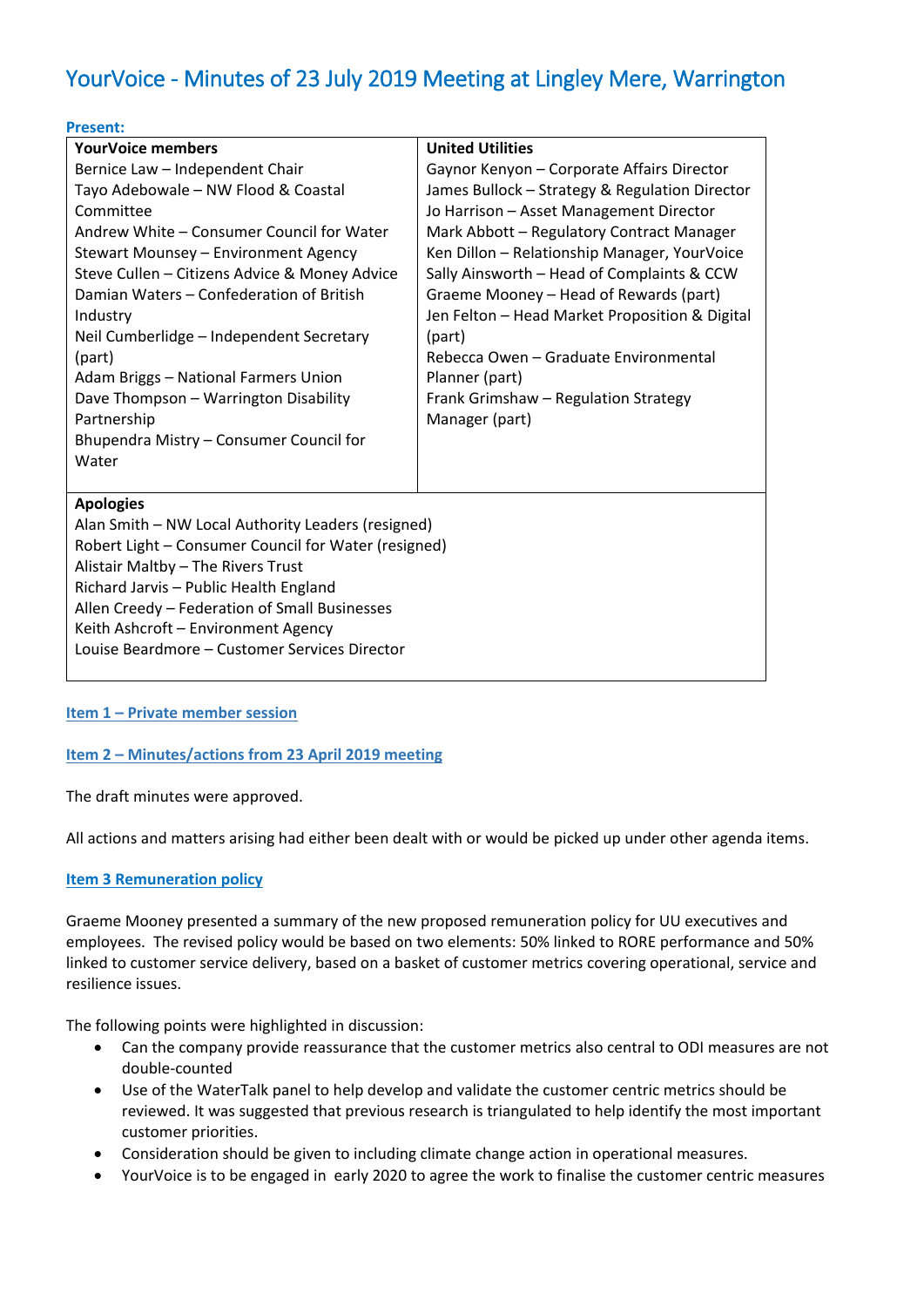# YourVoice - Minutes of 23 July 2019 Meeting at Lingley Mere, Warrington

**Present:**

| YourVoice members | United Utilities |
|---|---|
| Bernice Law – Independent Chair | Gaynor Kenyon – Corporate Affairs Director |
| Tayo Adebowale – NW Flood & Coastal Committee | James Bullock – Strategy & Regulation Director |
| Andrew White – Consumer Council for Water | Jo Harrison – Asset Management Director |
| Stewart Mounsey – Environment Agency | Mark Abbott – Regulatory Contract Manager |
| Steve Cullen – Citizens Advice & Money Advice | Ken Dillon – Relationship Manager, YourVoice |
| Damian Waters – Confederation of British Industry | Sally Ainsworth – Head of Complaints & CCW |
| Neil Cumberlidge – Independent Secretary (part) | Graeme Mooney – Head of Rewards (part) |
| Adam Briggs – National Farmers Union | Jen Felton – Head Market Proposition & Digital (part) |
| Dave Thompson – Warrington Disability Partnership | Rebecca Owen – Graduate Environmental Planner (part) |
| Bhupendra Mistry – Consumer Council for Water | Frank Grimshaw – Regulation Strategy Manager (part) |

**Apologies**

Alan Smith – NW Local Authority Leaders (resigned)
Robert Light – Consumer Council for Water (resigned)
Alistair Maltby – The Rivers Trust
Richard Jarvis – Public Health England
Allen Creedy – Federation of Small Businesses
Keith Ashcroft – Environment Agency
Louise Beardmore – Customer Services Director

## Item 1 – Private member session

## Item 2 – Minutes/actions from 23 April 2019 meeting

The draft minutes were approved.

All actions and matters arising had either been dealt with or would be picked up under other agenda items.

## Item 3 Remuneration policy

Graeme Mooney presented a summary of the new proposed remuneration policy for UU executives and employees. The revised policy would be based on two elements: 50% linked to RORE performance and 50% linked to customer service delivery, based on a basket of customer metrics covering operational, service and resilience issues.

The following points were highlighted in discussion:

- Can the company provide reassurance that the customer metrics also central to ODI measures are not double-counted
- Use of the WaterTalk panel to help develop and validate the customer centric metrics should be reviewed. It was suggested that previous research is triangulated to help identify the most important customer priorities.
- Consideration should be given to including climate change action in operational measures.
- YourVoice is to be engaged in early 2020 to agree the work to finalise the customer centric measures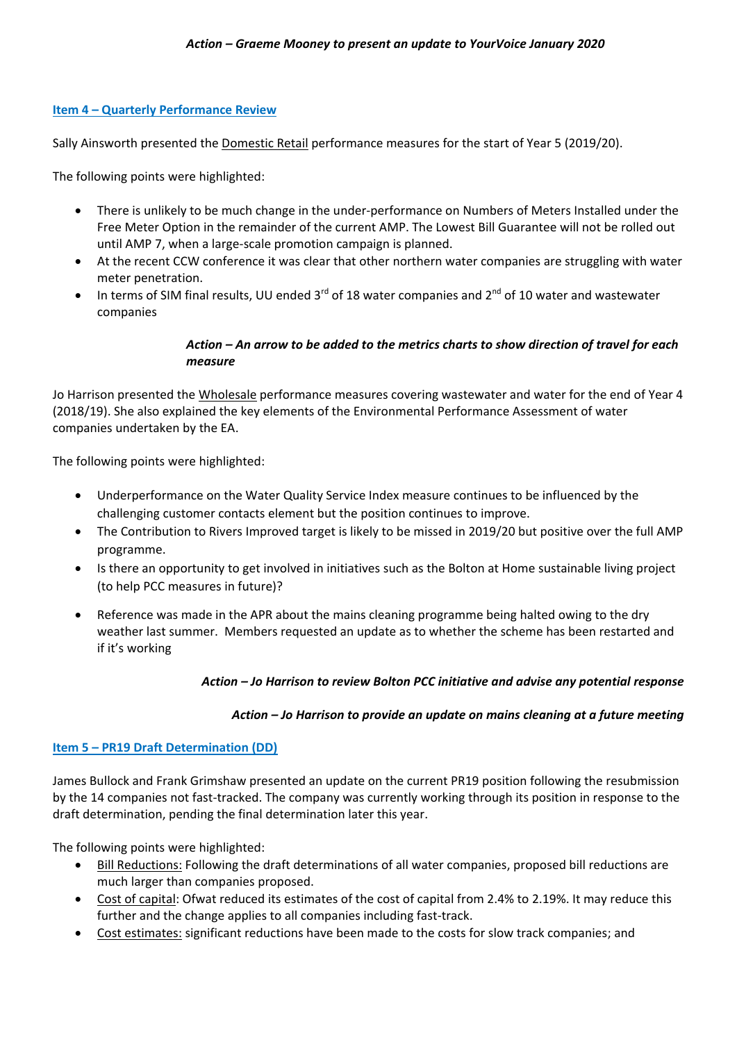***Action – Graeme Mooney to present an update to YourVoice January 2020***

## Item 4 – Quarterly Performance Review

Sally Ainsworth presented the Domestic Retail performance measures for the start of Year 5 (2019/20).

The following points were highlighted:

- There is unlikely to be much change in the under-performance on Numbers of Meters Installed under the Free Meter Option in the remainder of the current AMP. The Lowest Bill Guarantee will not be rolled out until AMP 7, when a large-scale promotion campaign is planned.
- At the recent CCW conference it was clear that other northern water companies are struggling with water meter penetration.
- In terms of SIM final results, UU ended 3rd of 18 water companies and 2nd of 10 water and wastewater companies

***Action – An arrow to be added to the metrics charts to show direction of travel for each measure***

Jo Harrison presented the Wholesale performance measures covering wastewater and water for the end of Year 4 (2018/19). She also explained the key elements of the Environmental Performance Assessment of water companies undertaken by the EA.

The following points were highlighted:

- Underperformance on the Water Quality Service Index measure continues to be influenced by the challenging customer contacts element but the position continues to improve.
- The Contribution to Rivers Improved target is likely to be missed in 2019/20 but positive over the full AMP programme.
- Is there an opportunity to get involved in initiatives such as the Bolton at Home sustainable living project (to help PCC measures in future)?
- Reference was made in the APR about the mains cleaning programme being halted owing to the dry weather last summer. Members requested an update as to whether the scheme has been restarted and if it's working

***Action – Jo Harrison to review Bolton PCC initiative and advise any potential response***

***Action – Jo Harrison to provide an update on mains cleaning at a future meeting***

## Item 5 – PR19 Draft Determination (DD)

James Bullock and Frank Grimshaw presented an update on the current PR19 position following the resubmission by the 14 companies not fast-tracked. The company was currently working through its position in response to the draft determination, pending the final determination later this year.

The following points were highlighted:

- Bill Reductions: Following the draft determinations of all water companies, proposed bill reductions are much larger than companies proposed.
- Cost of capital: Ofwat reduced its estimates of the cost of capital from 2.4% to 2.19%. It may reduce this further and the change applies to all companies including fast-track.
- Cost estimates: significant reductions have been made to the costs for slow track companies; and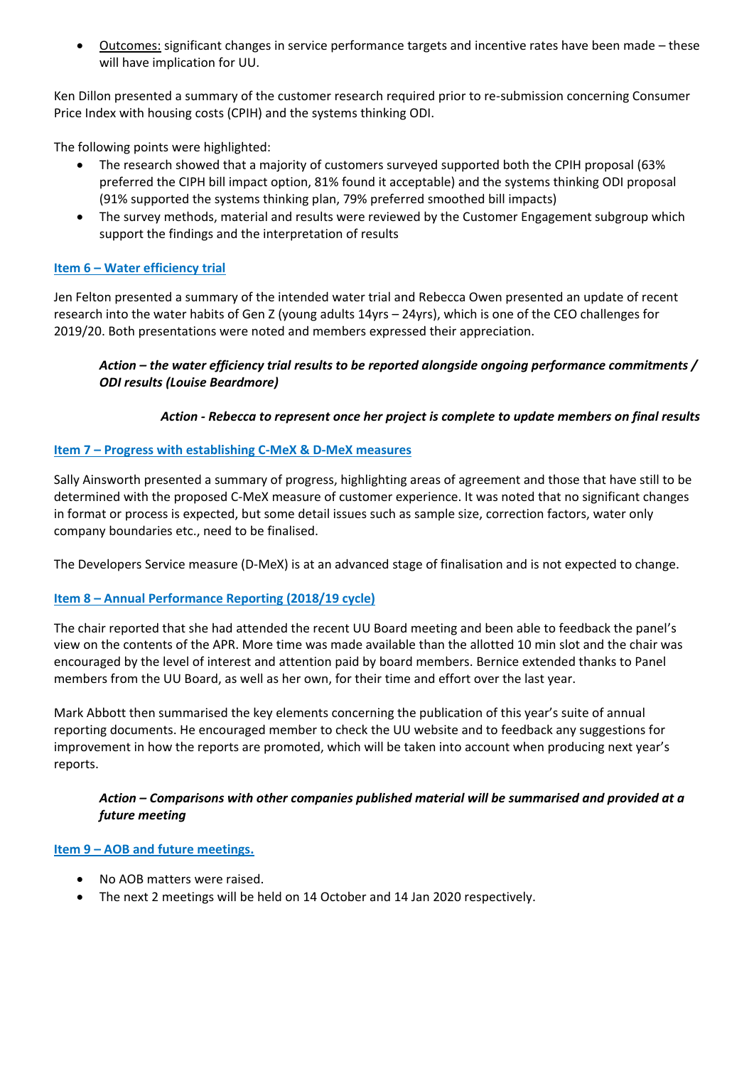- Outcomes: significant changes in service performance targets and incentive rates have been made – these will have implication for UU.

Ken Dillon presented a summary of the customer research required prior to re-submission concerning Consumer Price Index with housing costs (CPIH) and the systems thinking ODI.

The following points were highlighted:

- The research showed that a majority of customers surveyed supported both the CPIH proposal (63% preferred the CIPH bill impact option, 81% found it acceptable) and the systems thinking ODI proposal (91% supported the systems thinking plan, 79% preferred smoothed bill impacts)
- The survey methods, material and results were reviewed by the Customer Engagement subgroup which support the findings and the interpretation of results

**Item 6 – Water efficiency trial**

Jen Felton presented a summary of the intended water trial and Rebecca Owen presented an update of recent research into the water habits of Gen Z (young adults 14yrs – 24yrs), which is one of the CEO challenges for 2019/20. Both presentations were noted and members expressed their appreciation.

> ***Action – the water efficiency trial results to be reported alongside ongoing performance commitments / ODI results (Louise Beardmore)***
>
> ***Action - Rebecca to represent once her project is complete to update members on final results***

**Item 7 – Progress with establishing C-MeX & D-MeX measures**

Sally Ainsworth presented a summary of progress, highlighting areas of agreement and those that have still to be determined with the proposed C-MeX measure of customer experience. It was noted that no significant changes in format or process is expected, but some detail issues such as sample size, correction factors, water only company boundaries etc., need to be finalised.

The Developers Service measure (D-MeX) is at an advanced stage of finalisation and is not expected to change.

**Item 8 – Annual Performance Reporting (2018/19 cycle)**

The chair reported that she had attended the recent UU Board meeting and been able to feedback the panel's view on the contents of the APR. More time was made available than the allotted 10 min slot and the chair was encouraged by the level of interest and attention paid by board members. Bernice extended thanks to Panel members from the UU Board, as well as her own, for their time and effort over the last year.

Mark Abbott then summarised the key elements concerning the publication of this year's suite of annual reporting documents. He encouraged member to check the UU website and to feedback any suggestions for improvement in how the reports are promoted, which will be taken into account when producing next year's reports.

> ***Action – Comparisons with other companies published material will be summarised and provided at a future meeting***

**Item 9 – AOB and future meetings.**

- No AOB matters were raised.
- The next 2 meetings will be held on 14 October and 14 Jan 2020 respectively.